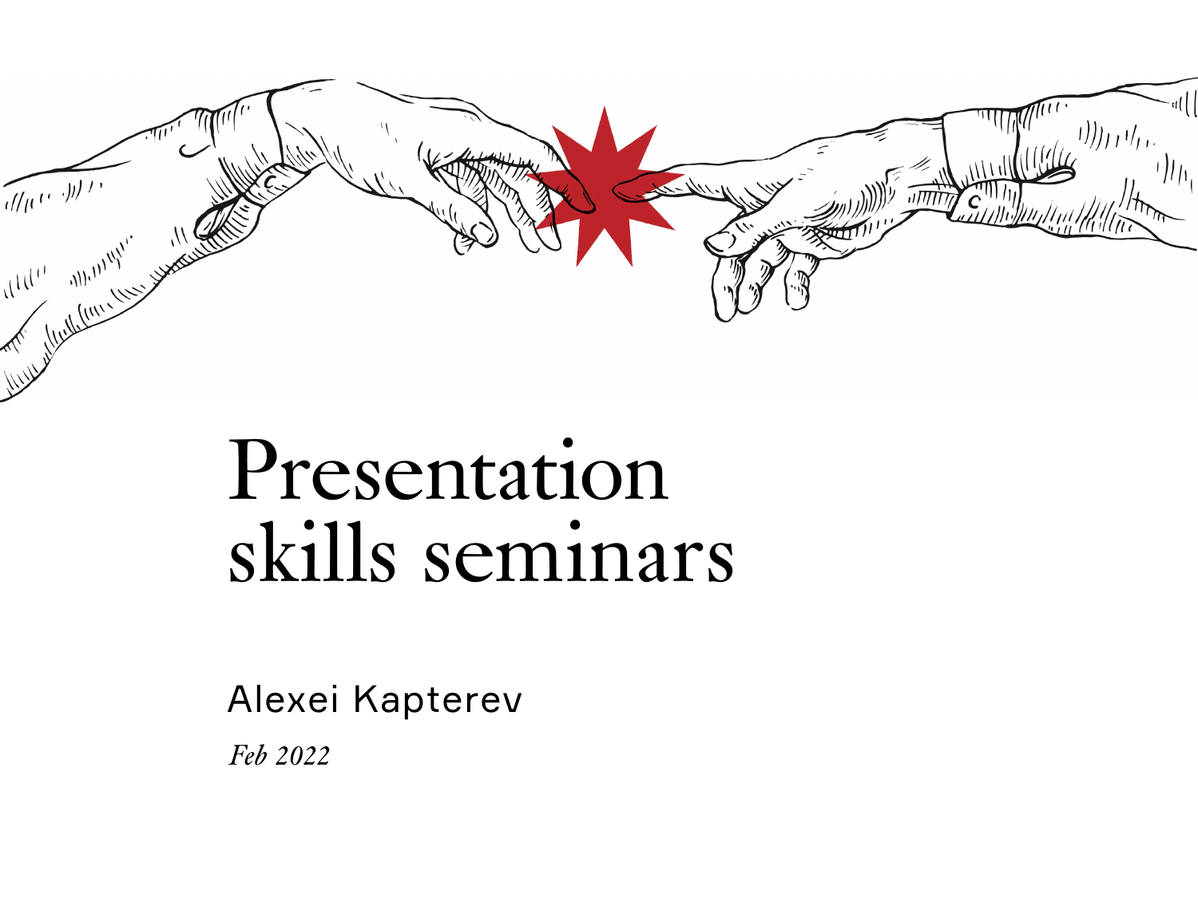# Presentation skills seminars

Alexei Kapterev

*Feb 2022*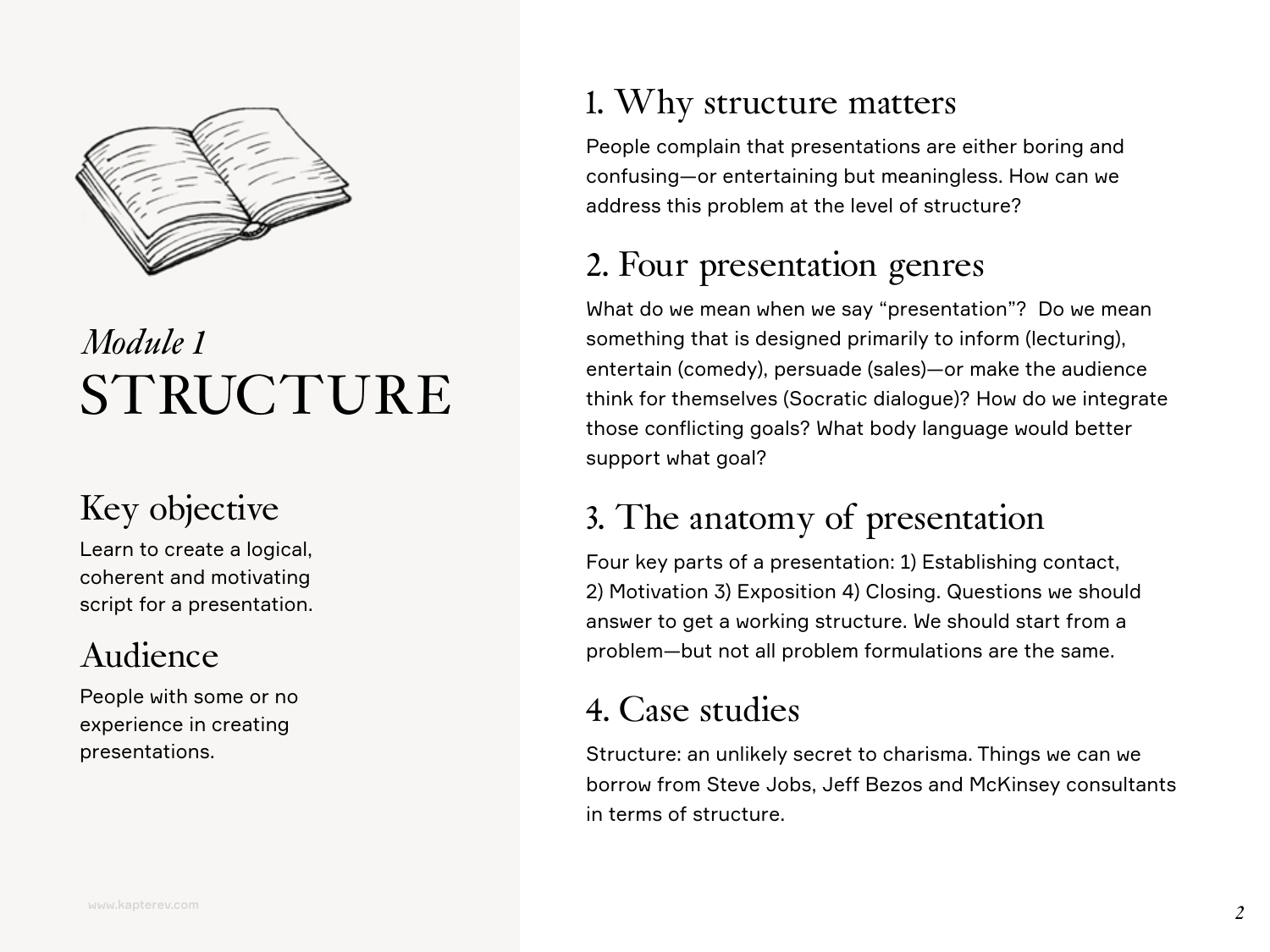*Module 1*

# STRUCTURE

## Key objective

Learn to create a logical, coherent and motivating script for a presentation.

## Audience

People with some or no experience in creating presentations.

## 1. Why structure matters

People complain that presentations are either boring and confusing—or entertaining but meaningless. How can we address this problem at the level of structure?

## 2. Four presentation genres

What do we mean when we say "presentation"? Do we mean something that is designed primarily to inform (lecturing), entertain (comedy), persuade (sales)—or make the audience think for themselves (Socratic dialogue)? How do we integrate those conflicting goals? What body language would better support what goal?

## 3. The anatomy of presentation

Four key parts of a presentation: 1) Establishing contact, 2) Motivation 3) Exposition 4) Closing. Questions we should answer to get a working structure. We should start from a problem—but not all problem formulations are the same.

## 4. Case studies

Structure: an unlikely secret to charisma. Things we can we borrow from Steve Jobs, Jeff Bezos and McKinsey consultants in terms of structure.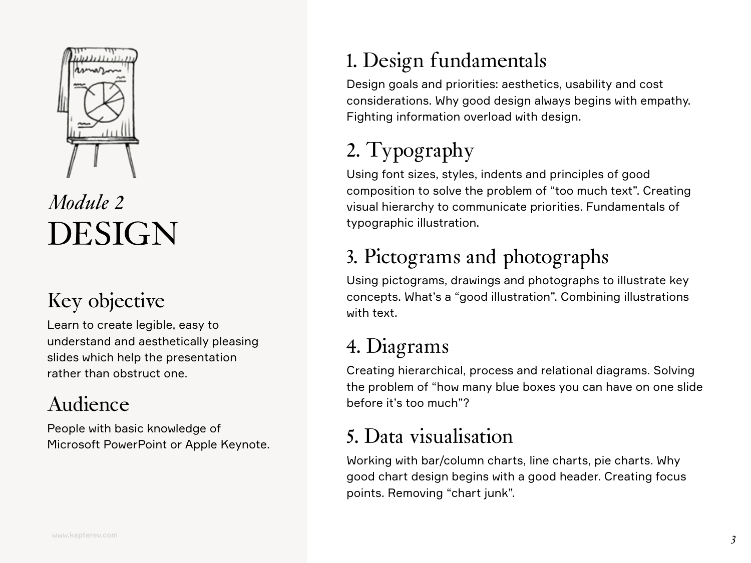*Module 2*

# DESIGN

## Key objective

Learn to create legible, easy to understand and aesthetically pleasing slides which help the presentation rather than obstruct one.

## Audience

People with basic knowledge of Microsoft PowerPoint or Apple Keynote.

## 1. Design fundamentals

Design goals and priorities: aesthetics, usability and cost considerations. Why good design always begins with empathy. Fighting information overload with design.

## 2. Typography

Using font sizes, styles, indents and principles of good composition to solve the problem of "too much text". Creating visual hierarchy to communicate priorities. Fundamentals of typographic illustration.

## 3. Pictograms and photographs

Using pictograms, drawings and photographs to illustrate key concepts. What's a "good illustration". Combining illustrations with text.

## 4. Diagrams

Creating hierarchical, process and relational diagrams. Solving the problem of "how many blue boxes you can have on one slide before it's too much"?

## 5. Data visualisation

Working with bar/column charts, line charts, pie charts. Why good chart design begins with a good header. Creating focus points. Removing "chart junk".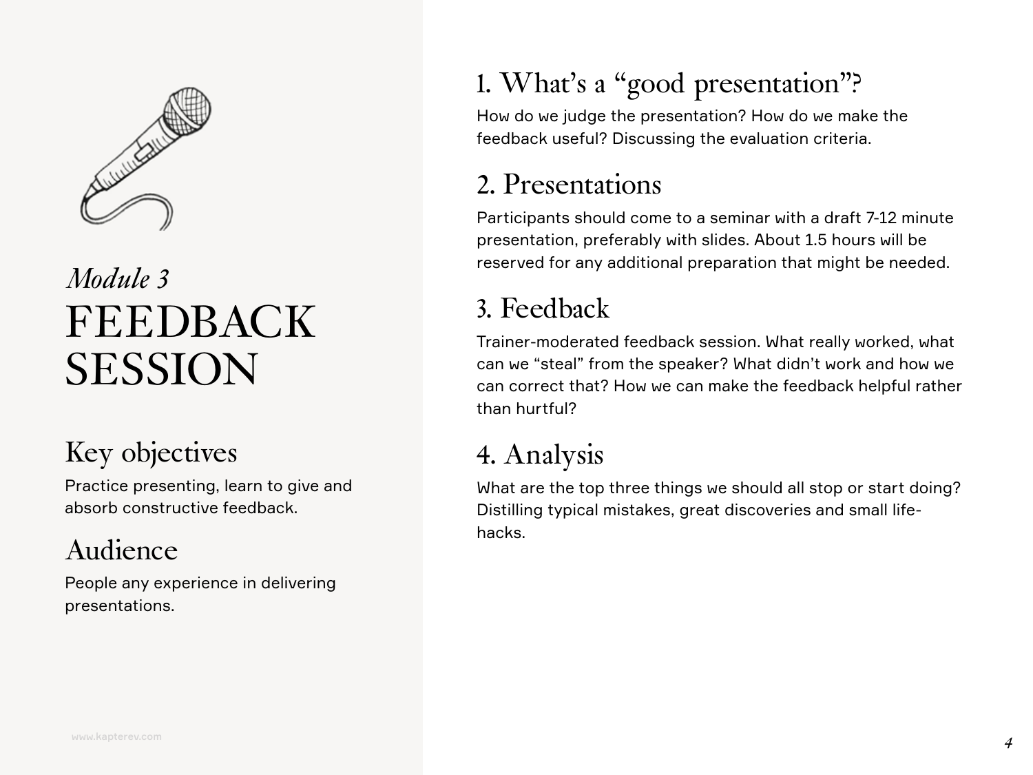*Module 3*

# FEEDBACK SESSION

## Key objectives

Practice presenting, learn to give and absorb constructive feedback.

## Audience

People any experience in delivering presentations.

## 1. What's a "good presentation"?

How do we judge the presentation? How do we make the feedback useful? Discussing the evaluation criteria.

## 2. Presentations

Participants should come to a seminar with a draft 7-12 minute presentation, preferably with slides. About 1.5 hours will be reserved for any additional preparation that might be needed.

## 3. Feedback

Trainer-moderated feedback session. What really worked, what can we "steal" from the speaker? What didn't work and how we can correct that? How we can make the feedback helpful rather than hurtful?

## 4. Analysis

What are the top three things we should all stop or start doing? Distilling typical mistakes, great discoveries and small life-hacks.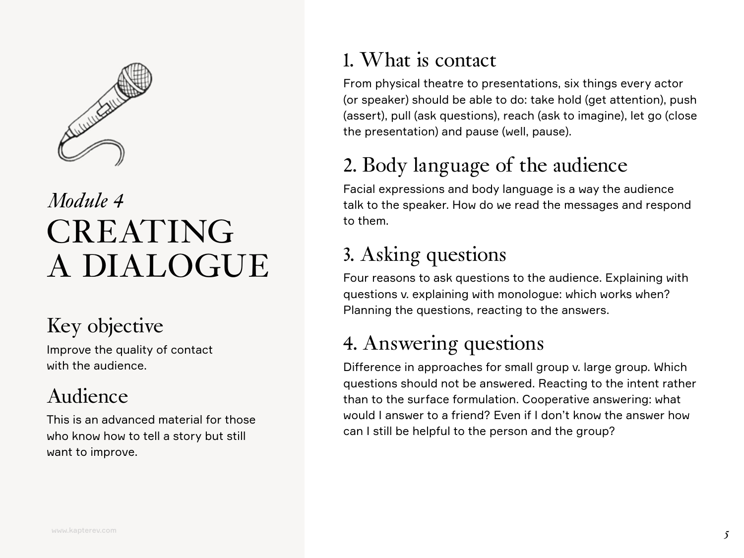*Module 4*

# CREATING A DIALOGUE

## Key objective

Improve the quality of contact with the audience.

## Audience

This is an advanced material for those who know how to tell a story but still want to improve.

## 1. What is contact

From physical theatre to presentations, six things every actor (or speaker) should be able to do: take hold (get attention), push (assert), pull (ask questions), reach (ask to imagine), let go (close the presentation) and pause (well, pause).

## 2. Body language of the audience

Facial expressions and body language is a way the audience talk to the speaker. How do we read the messages and respond to them.

## 3. Asking questions

Four reasons to ask questions to the audience. Explaining with questions v. explaining with monologue: which works when? Planning the questions, reacting to the answers.

## 4. Answering questions

Difference in approaches for small group v. large group. Which questions should not be answered. Reacting to the intent rather than to the surface formulation. Cooperative answering: what would I answer to a friend? Even if I don't know the answer how can I still be helpful to the person and the group?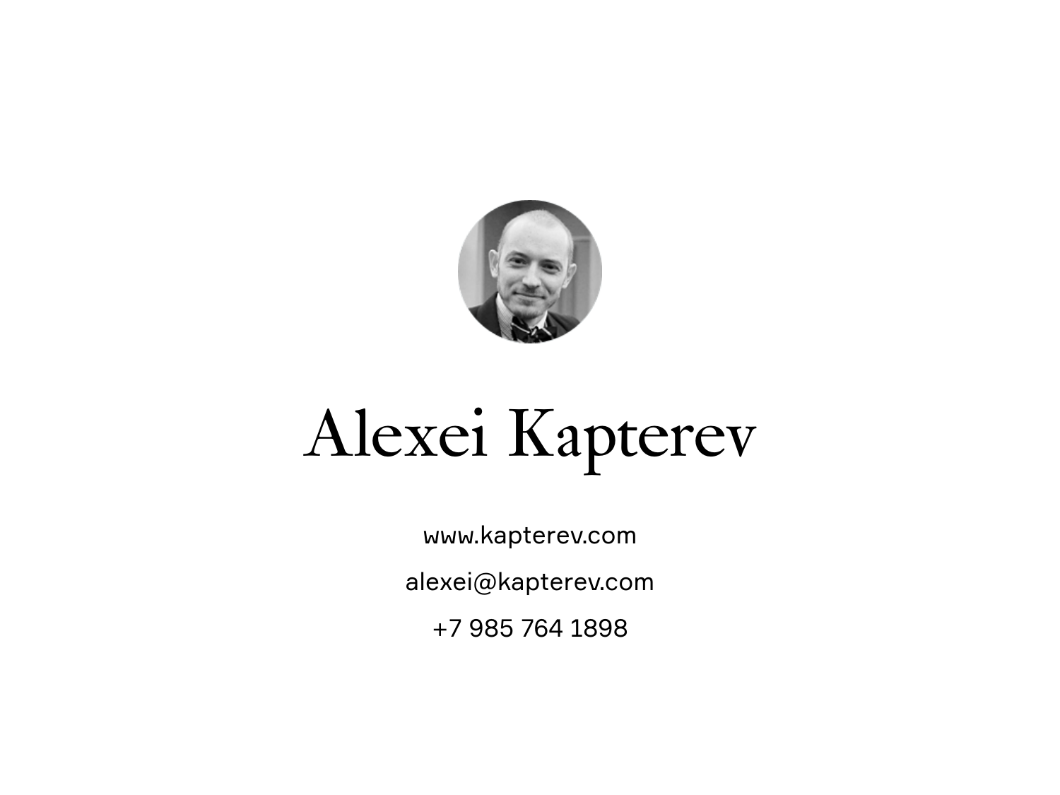# Alexei Kapterev

www.kapterev.com

alexei@kapterev.com

+7 985 764 1898